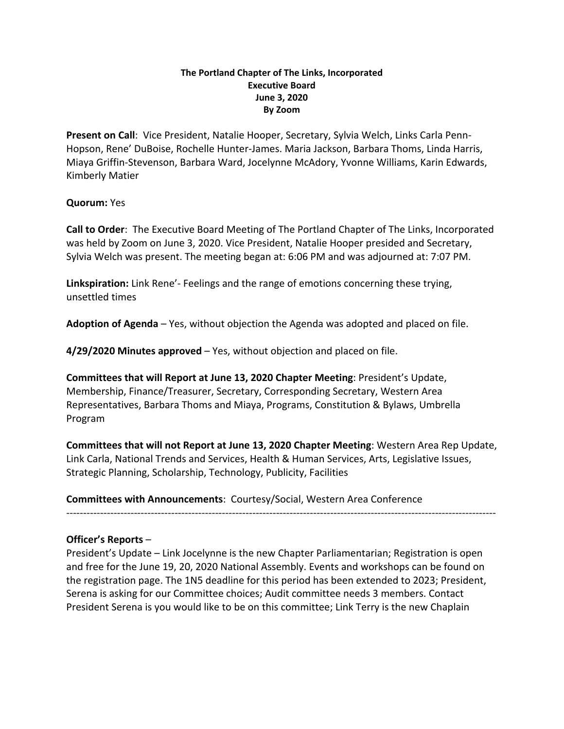**The Portland Chapter of The Links, Incorporated**
**Executive Board**
**June 3, 2020**
**By Zoom**

**Present on Call**: Vice President, Natalie Hooper, Secretary, Sylvia Welch, Links Carla Penn-Hopson, Rene' DuBoise, Rochelle Hunter-James. Maria Jackson, Barbara Thoms, Linda Harris, Miaya Griffin-Stevenson, Barbara Ward, Jocelynne McAdory, Yvonne Williams, Karin Edwards, Kimberly Matier

**Quorum:** Yes

**Call to Order**: The Executive Board Meeting of The Portland Chapter of The Links, Incorporated was held by Zoom on June 3, 2020. Vice President, Natalie Hooper presided and Secretary, Sylvia Welch was present. The meeting began at: 6:06 PM and was adjourned at: 7:07 PM.

**Linkspiration:** Link Rene'- Feelings and the range of emotions concerning these trying, unsettled times

**Adoption of Agenda** – Yes, without objection the Agenda was adopted and placed on file.

**4/29/2020 Minutes approved** – Yes, without objection and placed on file.

**Committees that will Report at June 13, 2020 Chapter Meeting**: President's Update, Membership, Finance/Treasurer, Secretary, Corresponding Secretary, Western Area Representatives, Barbara Thoms and Miaya, Programs, Constitution & Bylaws, Umbrella Program

**Committees that will not Report at June 13, 2020 Chapter Meeting**: Western Area Rep Update, Link Carla, National Trends and Services, Health & Human Services, Arts, Legislative Issues, Strategic Planning, Scholarship, Technology, Publicity, Facilities

**Committees with Announcements**: Courtesy/Social, Western Area Conference

---

**Officer's Reports** –

President's Update – Link Jocelynne is the new Chapter Parliamentarian; Registration is open and free for the June 19, 20, 2020 National Assembly. Events and workshops can be found on the registration page. The 1N5 deadline for this period has been extended to 2023; President, Serena is asking for our Committee choices; Audit committee needs 3 members. Contact President Serena is you would like to be on this committee; Link Terry is the new Chaplain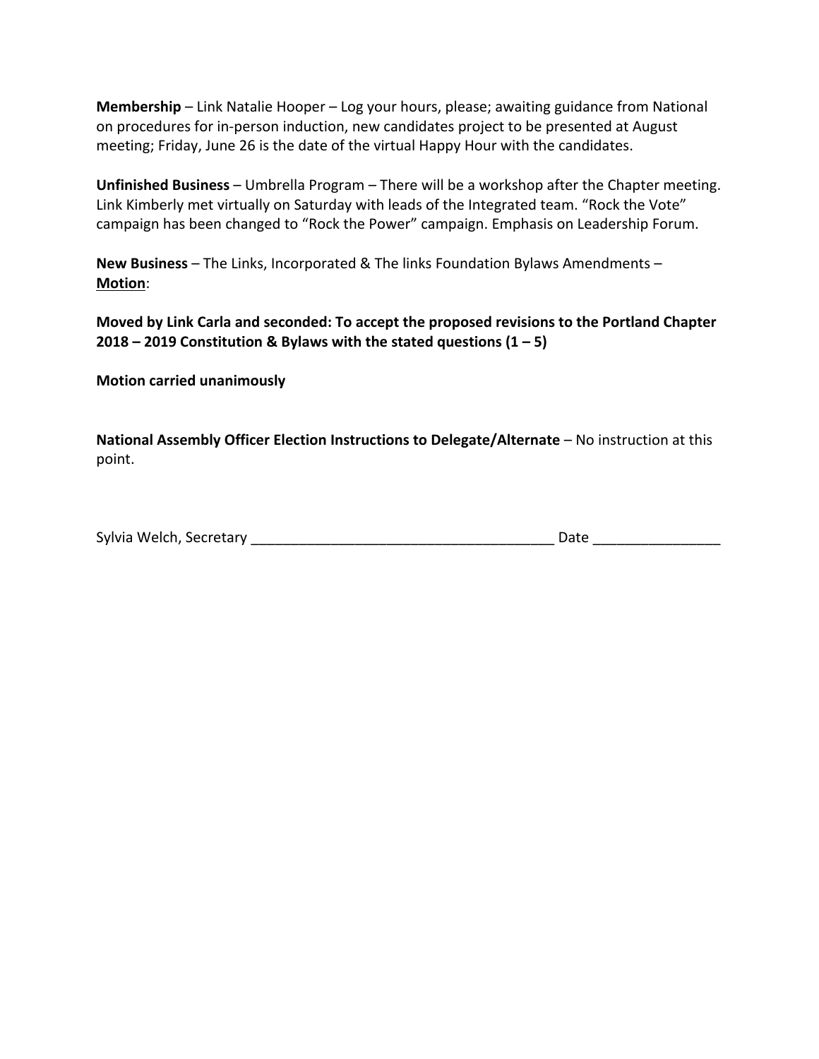**Membership** – Link Natalie Hooper – Log your hours, please; awaiting guidance from National on procedures for in-person induction, new candidates project to be presented at August meeting; Friday, June 26 is the date of the virtual Happy Hour with the candidates.

**Unfinished Business** – Umbrella Program – There will be a workshop after the Chapter meeting. Link Kimberly met virtually on Saturday with leads of the Integrated team. "Rock the Vote" campaign has been changed to "Rock the Power" campaign. Emphasis on Leadership Forum.

**New Business** – The Links, Incorporated & The links Foundation Bylaws Amendments – **<u>Motion</u>**:

**Moved by Link Carla and seconded: To accept the proposed revisions to the Portland Chapter 2018 – 2019 Constitution & Bylaws with the stated questions (1 – 5)**

**Motion carried unanimously**

**National Assembly Officer Election Instructions to Delegate/Alternate** – No instruction at this point.

Sylvia Welch, Secretary ______________________________________ Date ________________